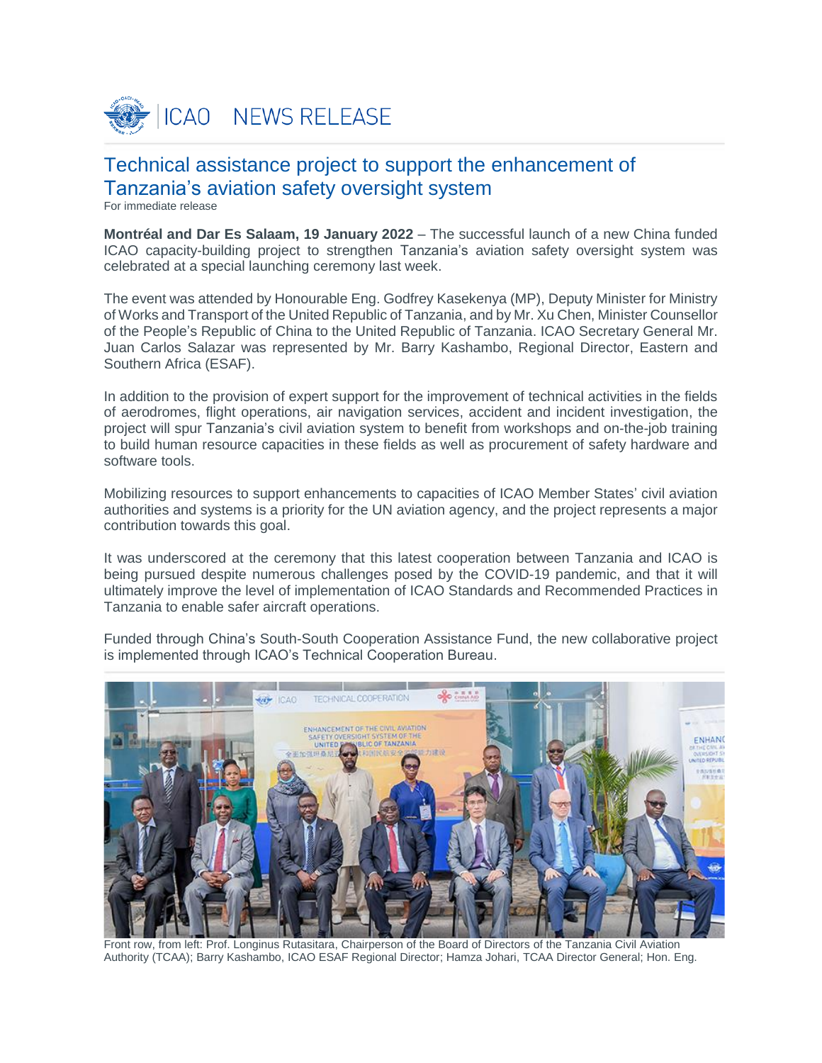ICAO NEWS RELEASE

# Technical assistance project to support the enhancement of Tanzania's aviation safety oversight system

For immediate release

**Montréal and Dar Es Salaam, 19 January 2022** – The successful launch of a new China funded ICAO capacity-building project to strengthen Tanzania's aviation safety oversight system was celebrated at a special launching ceremony last week.

The event was attended by Honourable Eng. Godfrey Kasekenya (MP), Deputy Minister for Ministry of Works and Transport of the United Republic of Tanzania, and by Mr. Xu Chen, Minister Counsellor of the People's Republic of China to the United Republic of Tanzania. ICAO Secretary General Mr. Juan Carlos Salazar was represented by Mr. Barry Kashambo, Regional Director, Eastern and Southern Africa (ESAF).

In addition to the provision of expert support for the improvement of technical activities in the fields of aerodromes, flight operations, air navigation services, accident and incident investigation, the project will spur Tanzania's civil aviation system to benefit from workshops and on-the-job training to build human resource capacities in these fields as well as procurement of safety hardware and software tools.

Mobilizing resources to support enhancements to capacities of ICAO Member States' civil aviation authorities and systems is a priority for the UN aviation agency, and the project represents a major contribution towards this goal.

It was underscored at the ceremony that this latest cooperation between Tanzania and ICAO is being pursued despite numerous challenges posed by the COVID-19 pandemic, and that it will ultimately improve the level of implementation of ICAO Standards and Recommended Practices in Tanzania to enable safer aircraft operations.

Funded through China's South-South Cooperation Assistance Fund, the new collaborative project is implemented through ICAO's Technical Cooperation Bureau.

Front row, from left: Prof. Longinus Rutasitara, Chairperson of the Board of Directors of the Tanzania Civil Aviation Authority (TCAA); Barry Kashambo, ICAO ESAF Regional Director; Hamza Johari, TCAA Director General; Hon. Eng.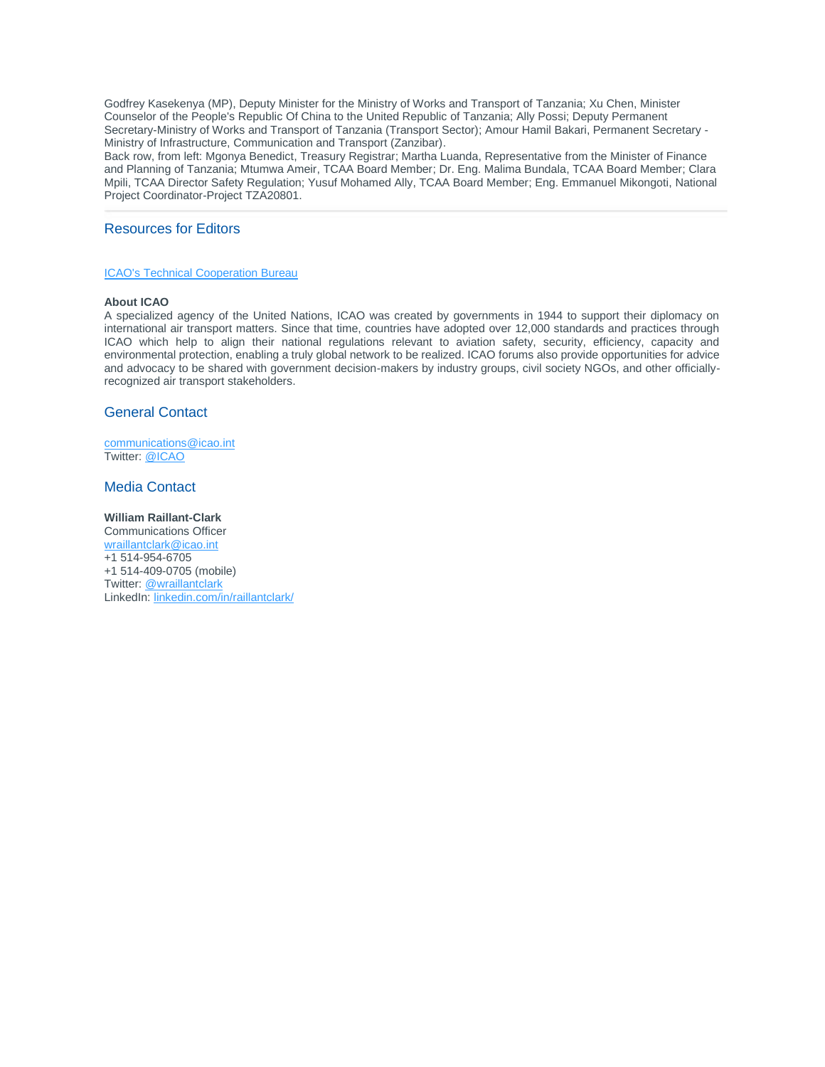Godfrey Kasekenya (MP), Deputy Minister for the Ministry of Works and Transport of Tanzania; Xu Chen, Minister Counselor of the People's Republic Of China to the United Republic of Tanzania; Ally Possi; Deputy Permanent Secretary-Ministry of Works and Transport of Tanzania (Transport Sector); Amour Hamil Bakari, Permanent Secretary - Ministry of Infrastructure, Communication and Transport (Zanzibar).
Back row, from left: Mgonya Benedict, Treasury Registrar; Martha Luanda, Representative from the Minister of Finance and Planning of Tanzania; Mtumwa Ameir, TCAA Board Member; Dr. Eng. Malima Bundala, TCAA Board Member; Clara Mpili, TCAA Director Safety Regulation; Yusuf Mohamed Ally, TCAA Board Member; Eng. Emmanuel Mikongoti, National Project Coordinator-Project TZA20801.

---

## Resources for Editors

ICAO's Technical Cooperation Bureau

**About ICAO**
A specialized agency of the United Nations, ICAO was created by governments in 1944 to support their diplomacy on international air transport matters. Since that time, countries have adopted over 12,000 standards and practices through ICAO which help to align their national regulations relevant to aviation safety, security, efficiency, capacity and environmental protection, enabling a truly global network to be realized. ICAO forums also provide opportunities for advice and advocacy to be shared with government decision-makers by industry groups, civil society NGOs, and other officially-recognized air transport stakeholders.

## General Contact

communications@icao.int
Twitter: @ICAO

## Media Contact

**William Raillant-Clark**
Communications Officer
wraillantclark@icao.int
+1 514-954-6705
+1 514-409-0705 (mobile)
Twitter: @wraillantclark
LinkedIn: linkedin.com/in/raillantclark/